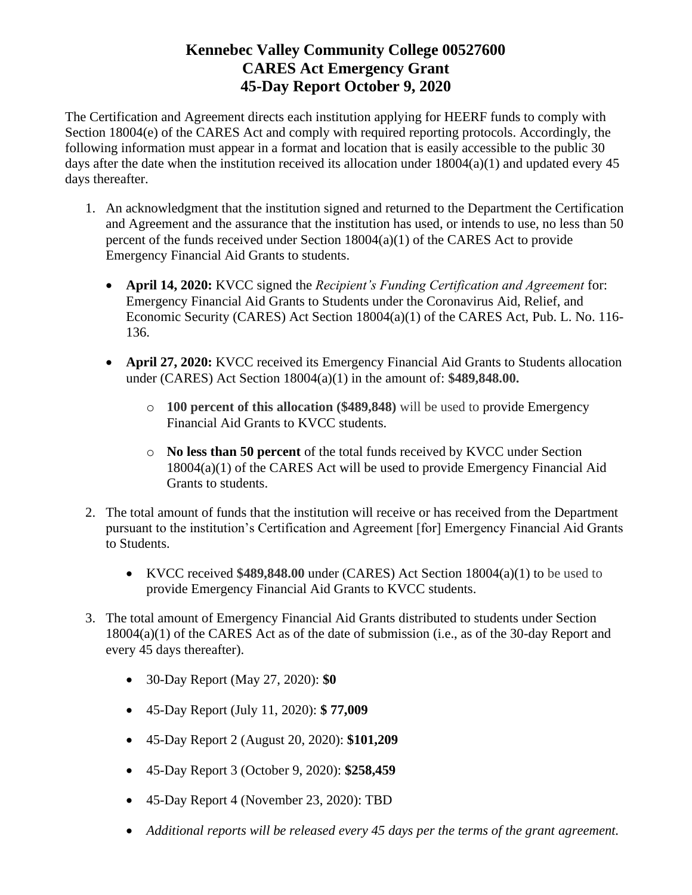# Kennebec Valley Community College 00527600
# CARES Act Emergency Grant
# 45-Day Report October 9, 2020

The Certification and Agreement directs each institution applying for HEERF funds to comply with Section 18004(e) of the CARES Act and comply with required reporting protocols. Accordingly, the following information must appear in a format and location that is easily accessible to the public 30 days after the date when the institution received its allocation under 18004(a)(1) and updated every 45 days thereafter.

1. An acknowledgment that the institution signed and returned to the Department the Certification and Agreement and the assurance that the institution has used, or intends to use, no less than 50 percent of the funds received under Section 18004(a)(1) of the CARES Act to provide Emergency Financial Aid Grants to students.

    - **April 14, 2020:** KVCC signed the *Recipient's Funding Certification and Agreement* for: Emergency Financial Aid Grants to Students under the Coronavirus Aid, Relief, and Economic Security (CARES) Act Section 18004(a)(1) of the CARES Act, Pub. L. No. 116-136.

    - **April 27, 2020:** KVCC received its Emergency Financial Aid Grants to Students allocation under (CARES) Act Section 18004(a)(1) in the amount of: **$489,848.00.**

        - **100 percent of this allocation ($489,848)** will be used to provide Emergency Financial Aid Grants to KVCC students.

        - **No less than 50 percent** of the total funds received by KVCC under Section 18004(a)(1) of the CARES Act will be used to provide Emergency Financial Aid Grants to students.

2. The total amount of funds that the institution will receive or has received from the Department pursuant to the institution's Certification and Agreement [for] Emergency Financial Aid Grants to Students.

    - KVCC received **$489,848.00** under (CARES) Act Section 18004(a)(1) to be used to provide Emergency Financial Aid Grants to KVCC students.

3. The total amount of Emergency Financial Aid Grants distributed to students under Section 18004(a)(1) of the CARES Act as of the date of submission (i.e., as of the 30-day Report and every 45 days thereafter).

    - 30-Day Report (May 27, 2020): **$0**

    - 45-Day Report (July 11, 2020): **$ 77,009**

    - 45-Day Report 2 (August 20, 2020): **$101,209**

    - 45-Day Report 3 (October 9, 2020): **$258,459**

    - 45-Day Report 4 (November 23, 2020): TBD

    - *Additional reports will be released every 45 days per the terms of the grant agreement.*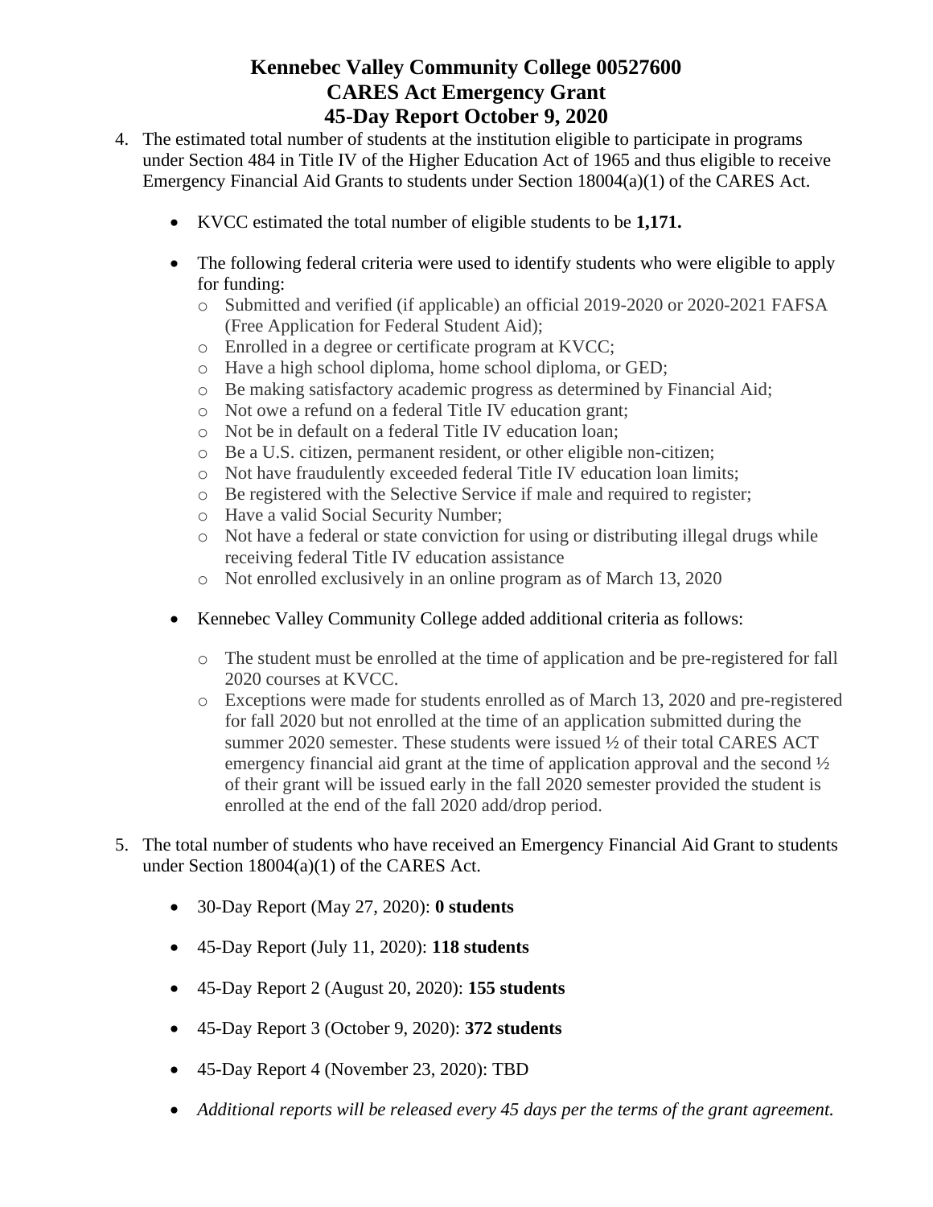# Kennebec Valley Community College 00527600
# CARES Act Emergency Grant
# 45-Day Report October 9, 2020

4. The estimated total number of students at the institution eligible to participate in programs under Section 484 in Title IV of the Higher Education Act of 1965 and thus eligible to receive Emergency Financial Aid Grants to students under Section 18004(a)(1) of the CARES Act.

    - KVCC estimated the total number of eligible students to be **1,171.**

    - The following federal criteria were used to identify students who were eligible to apply for funding:
        - Submitted and verified (if applicable) an official 2019-2020 or 2020-2021 FAFSA (Free Application for Federal Student Aid);
        - Enrolled in a degree or certificate program at KVCC;
        - Have a high school diploma, home school diploma, or GED;
        - Be making satisfactory academic progress as determined by Financial Aid;
        - Not owe a refund on a federal Title IV education grant;
        - Not be in default on a federal Title IV education loan;
        - Be a U.S. citizen, permanent resident, or other eligible non-citizen;
        - Not have fraudulently exceeded federal Title IV education loan limits;
        - Be registered with the Selective Service if male and required to register;
        - Have a valid Social Security Number;
        - Not have a federal or state conviction for using or distributing illegal drugs while receiving federal Title IV education assistance
        - Not enrolled exclusively in an online program as of March 13, 2020

    - Kennebec Valley Community College added additional criteria as follows:
        - The student must be enrolled at the time of application and be pre-registered for fall 2020 courses at KVCC.
        - Exceptions were made for students enrolled as of March 13, 2020 and pre-registered for fall 2020 but not enrolled at the time of an application submitted during the summer 2020 semester. These students were issued ½ of their total CARES ACT emergency financial aid grant at the time of application approval and the second ½ of their grant will be issued early in the fall 2020 semester provided the student is enrolled at the end of the fall 2020 add/drop period.

5. The total number of students who have received an Emergency Financial Aid Grant to students under Section 18004(a)(1) of the CARES Act.

    - 30-Day Report (May 27, 2020): **0 students**
    - 45-Day Report (July 11, 2020): **118 students**
    - 45-Day Report 2 (August 20, 2020): **155 students**
    - 45-Day Report 3 (October 9, 2020): **372 students**
    - 45-Day Report 4 (November 23, 2020): TBD
    - *Additional reports will be released every 45 days per the terms of the grant agreement.*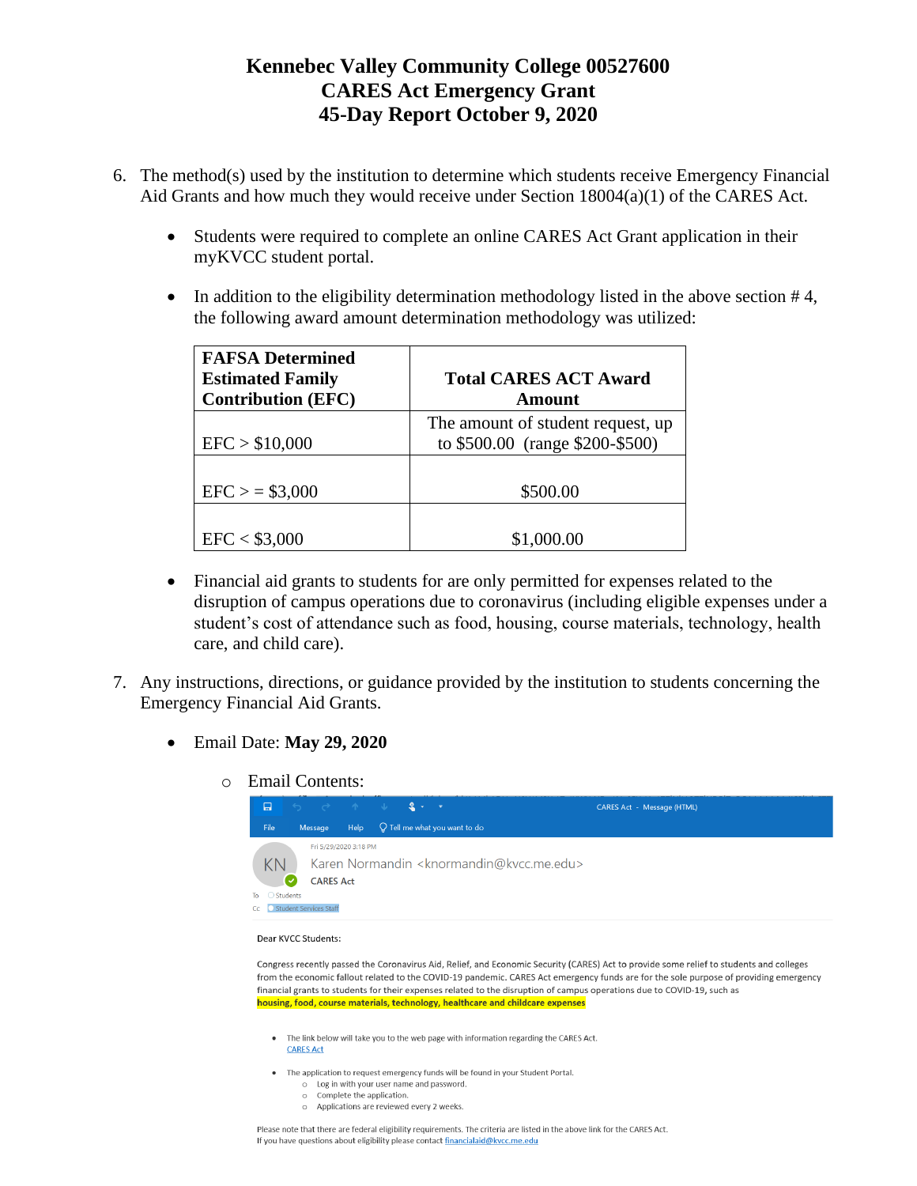# Kennebec Valley Community College 00527600
# CARES Act Emergency Grant
# 45-Day Report October 9, 2020

6. The method(s) used by the institution to determine which students receive Emergency Financial Aid Grants and how much they would receive under Section 18004(a)(1) of the CARES Act.

   - Students were required to complete an online CARES Act Grant application in their myKVCC student portal.

   - In addition to the eligibility determination methodology listed in the above section # 4, the following award amount determination methodology was utilized:

| FAFSA Determined Estimated Family Contribution (EFC) | Total CARES ACT Award Amount |
|---|---|
| EFC > $10,000 | The amount of student request, up to $500.00 (range $200-$500) |
| EFC > = $3,000 | $500.00 |
| EFC < $3,000 | $1,000.00 |

   - Financial aid grants to students for are only permitted for expenses related to the disruption of campus operations due to coronavirus (including eligible expenses under a student's cost of attendance such as food, housing, course materials, technology, health care, and child care).

7. Any instructions, directions, or guidance provided by the institution to students concerning the Emergency Financial Aid Grants.

   - Email Date: **May 29, 2020**

     - Email Contents:

CARES Act - Message (HTML)

File Message Help Tell me what you want to do

Fri 5/29/2020 3:18 PM

Karen Normandin <knormandin@kvcc.me.edu>

CARES Act

To Students

Cc Student Services Staff

Dear KVCC Students:

Congress recently passed the Coronavirus Aid, Relief, and Economic Security (CARES) Act to provide some relief to students and colleges from the economic fallout related to the COVID-19 pandemic. CARES Act emergency funds are for the sole purpose of providing emergency financial grants to students for their expenses related to the disruption of campus operations due to COVID-19, such as **housing, food, course materials, technology, healthcare and childcare expenses**

- The link below will take you to the web page with information regarding the CARES Act.
  CARES Act

- The application to request emergency funds will be found in your Student Portal.
  - Log in with your user name and password.
  - Complete the application.
  - Applications are reviewed every 2 weeks.

Please note that there are federal eligibility requirements. The criteria are listed in the above link for the CARES Act.
If you have questions about eligibility please contact financialaid@kvcc.me.edu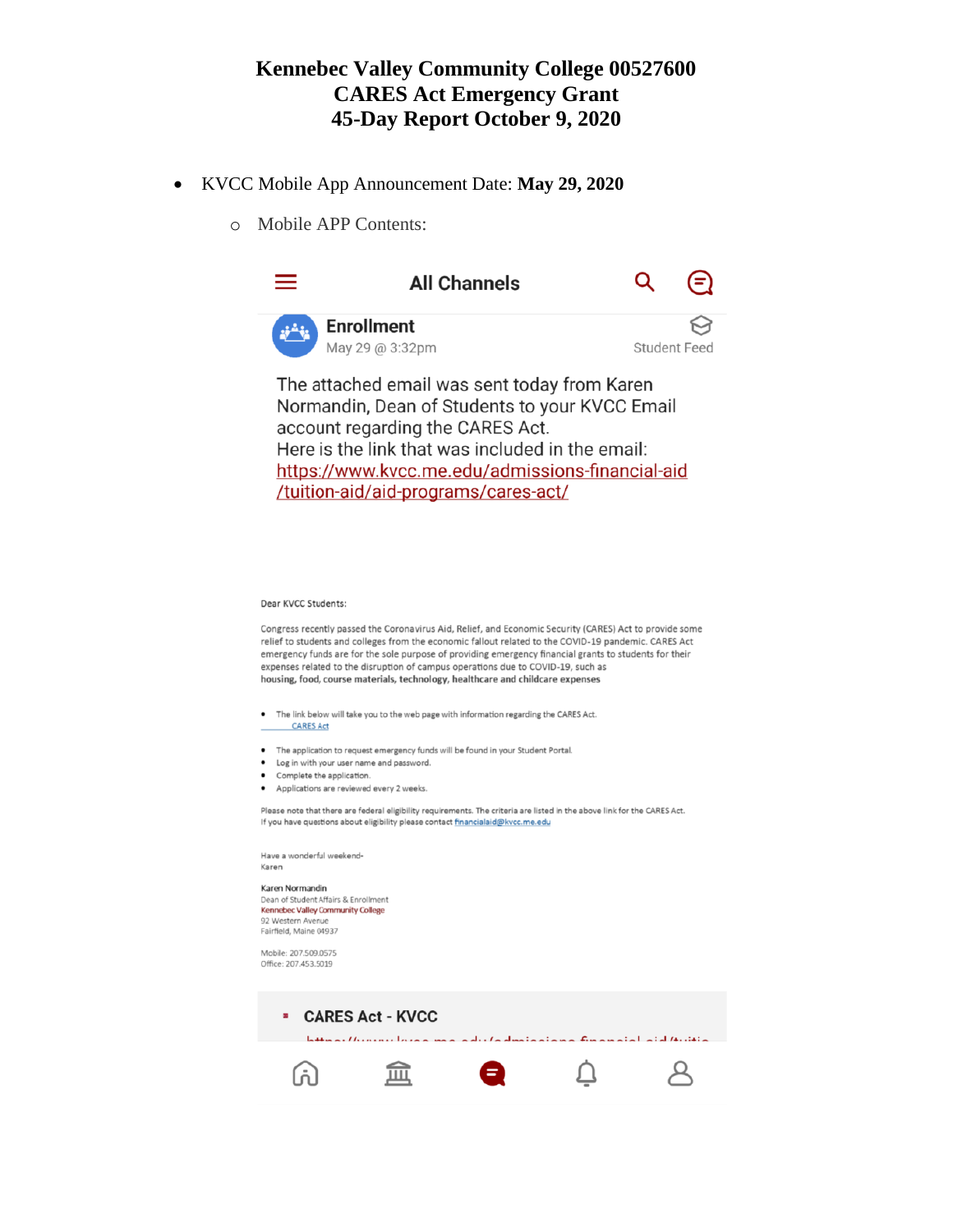# Kennebec Valley Community College 00527600
# CARES Act Emergency Grant
# 45-Day Report October 9, 2020

- KVCC Mobile App Announcement Date: **May 29, 2020**
  - Mobile APP Contents:

All Channels

**Enrollment**
May 29 @ 3:32pm
Student Feed

The attached email was sent today from Karen Normandin, Dean of Students to your KVCC Email account regarding the CARES Act.
Here is the link that was included in the email:
https://www.kvcc.me.edu/admissions-financial-aid/tuition-aid/aid-programs/cares-act/

Dear KVCC Students:

Congress recently passed the Coronavirus Aid, Relief, and Economic Security (CARES) Act to provide some relief to students and colleges from the economic fallout related to the COVID-19 pandemic. CARES Act emergency funds are for the sole purpose of providing emergency financial grants to students for their expenses related to the disruption of campus operations due to COVID-19, such as
**housing, food, course materials, technology, healthcare and childcare expenses**

- The link below will take you to the web page with information regarding the CARES Act.
  CARES Act

- The application to request emergency funds will be found in your Student Portal.
- Log in with your user name and password.
- Complete the application.
- Applications are reviewed every 2 weeks.

Please note that there are federal eligibility requirements. The criteria are listed in the above link for the CARES Act.
If you have questions about eligibility please contact financialaid@kvcc.me.edu

Have a wonderful weekend-
Karen

**Karen Normandin**
Dean of Student Affairs & Enrollment
Kennebec Valley Community College
92 Western Avenue
Fairfield, Maine 04937

Mobile: 207.509.0575
Office: 207.453.5019

**CARES Act - KVCC**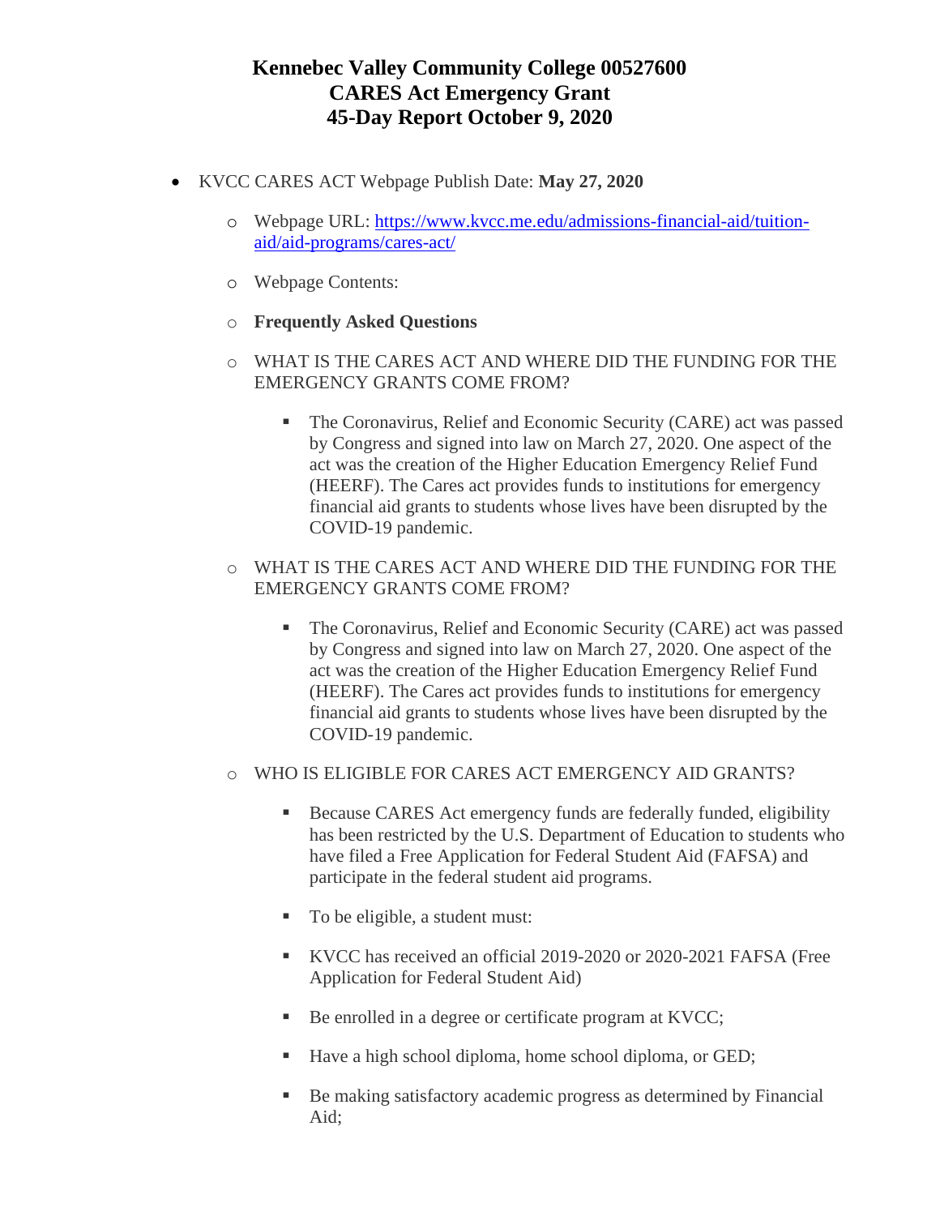# Kennebec Valley Community College 00527600
# CARES Act Emergency Grant
# 45-Day Report October 9, 2020

- KVCC CARES ACT Webpage Publish Date: **May 27, 2020**
  - Webpage URL: [https://www.kvcc.me.edu/admissions-financial-aid/tuition-aid/aid-programs/cares-act/](https://www.kvcc.me.edu/admissions-financial-aid/tuition-aid/aid-programs/cares-act/)
  - Webpage Contents:
  - **Frequently Asked Questions**
  - WHAT IS THE CARES ACT AND WHERE DID THE FUNDING FOR THE EMERGENCY GRANTS COME FROM?
    - The Coronavirus, Relief and Economic Security (CARE) act was passed by Congress and signed into law on March 27, 2020. One aspect of the act was the creation of the Higher Education Emergency Relief Fund (HEERF). The Cares act provides funds to institutions for emergency financial aid grants to students whose lives have been disrupted by the COVID-19 pandemic.
  - WHAT IS THE CARES ACT AND WHERE DID THE FUNDING FOR THE EMERGENCY GRANTS COME FROM?
    - The Coronavirus, Relief and Economic Security (CARE) act was passed by Congress and signed into law on March 27, 2020. One aspect of the act was the creation of the Higher Education Emergency Relief Fund (HEERF). The Cares act provides funds to institutions for emergency financial aid grants to students whose lives have been disrupted by the COVID-19 pandemic.
  - WHO IS ELIGIBLE FOR CARES ACT EMERGENCY AID GRANTS?
    - Because CARES Act emergency funds are federally funded, eligibility has been restricted by the U.S. Department of Education to students who have filed a Free Application for Federal Student Aid (FAFSA) and participate in the federal student aid programs.
    - To be eligible, a student must:
    - KVCC has received an official 2019-2020 or 2020-2021 FAFSA (Free Application for Federal Student Aid)
    - Be enrolled in a degree or certificate program at KVCC;
    - Have a high school diploma, home school diploma, or GED;
    - Be making satisfactory academic progress as determined by Financial Aid;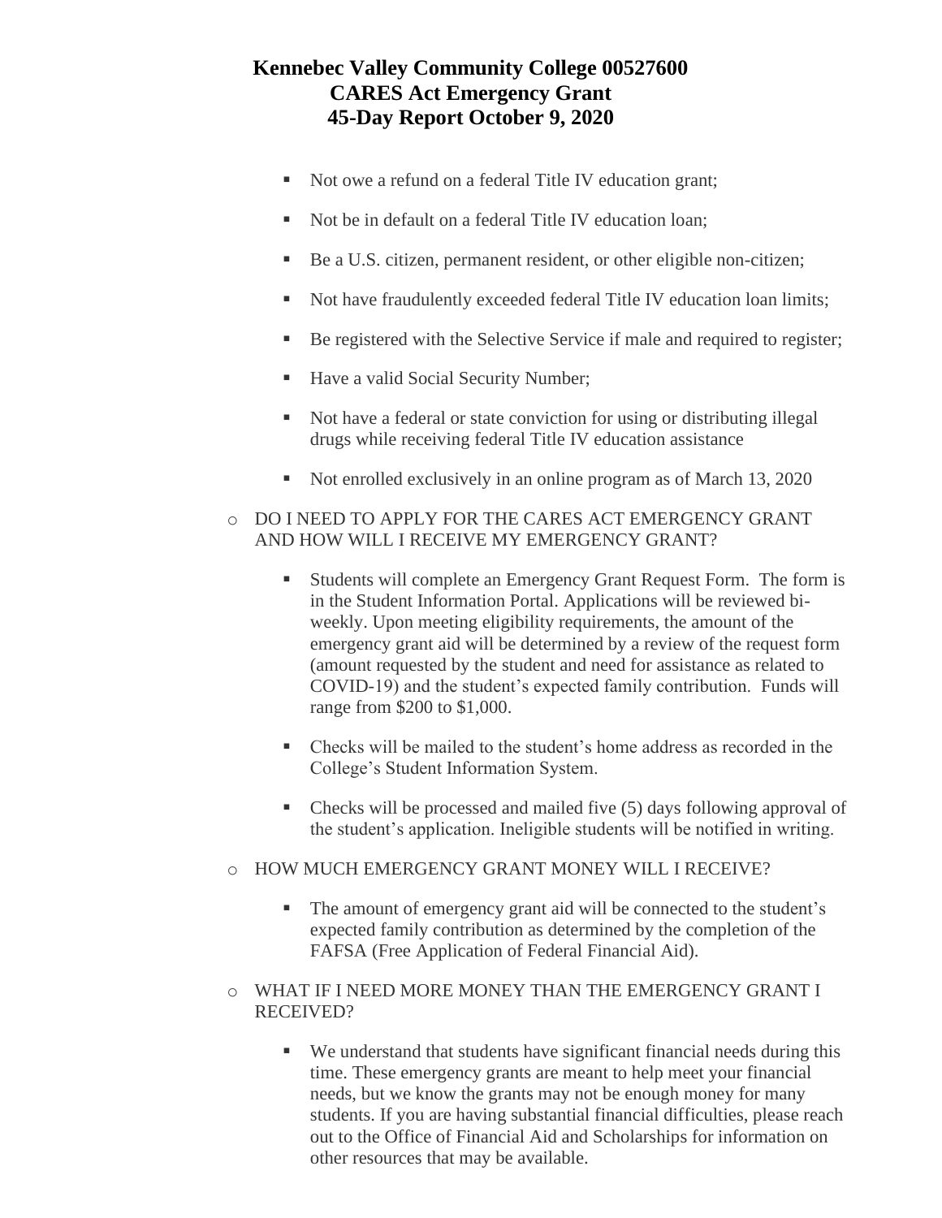**Kennebec Valley Community College 00527600**
**CARES Act Emergency Grant**
**45-Day Report October 9, 2020**

- Not owe a refund on a federal Title IV education grant;
- Not be in default on a federal Title IV education loan;
- Be a U.S. citizen, permanent resident, or other eligible non-citizen;
- Not have fraudulently exceeded federal Title IV education loan limits;
- Be registered with the Selective Service if male and required to register;
- Have a valid Social Security Number;
- Not have a federal or state conviction for using or distributing illegal drugs while receiving federal Title IV education assistance
- Not enrolled exclusively in an online program as of March 13, 2020

- DO I NEED TO APPLY FOR THE CARES ACT EMERGENCY GRANT AND HOW WILL I RECEIVE MY EMERGENCY GRANT?
  - Students will complete an Emergency Grant Request Form. The form is in the Student Information Portal. Applications will be reviewed bi-weekly. Upon meeting eligibility requirements, the amount of the emergency grant aid will be determined by a review of the request form (amount requested by the student and need for assistance as related to COVID-19) and the student's expected family contribution. Funds will range from $200 to $1,000.
  - Checks will be mailed to the student's home address as recorded in the College's Student Information System.
  - Checks will be processed and mailed five (5) days following approval of the student's application. Ineligible students will be notified in writing.

- HOW MUCH EMERGENCY GRANT MONEY WILL I RECEIVE?
  - The amount of emergency grant aid will be connected to the student's expected family contribution as determined by the completion of the FAFSA (Free Application of Federal Financial Aid).

- WHAT IF I NEED MORE MONEY THAN THE EMERGENCY GRANT I RECEIVED?
  - We understand that students have significant financial needs during this time. These emergency grants are meant to help meet your financial needs, but we know the grants may not be enough money for many students. If you are having substantial financial difficulties, please reach out to the Office of Financial Aid and Scholarships for information on other resources that may be available.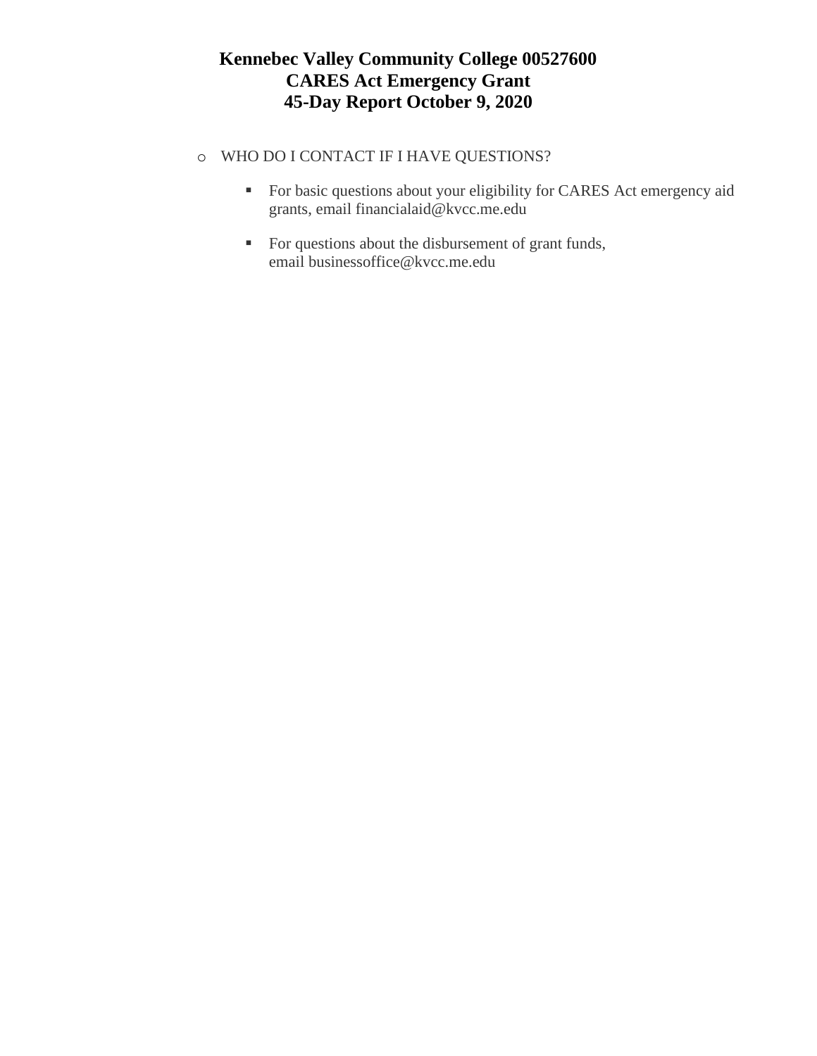**Kennebec Valley Community College 00527600**
**CARES Act Emergency Grant**
**45-Day Report October 9, 2020**

- WHO DO I CONTACT IF I HAVE QUESTIONS?
  - For basic questions about your eligibility for CARES Act emergency aid grants, email financialaid@kvcc.me.edu
  - For questions about the disbursement of grant funds, email businessoffice@kvcc.me.edu